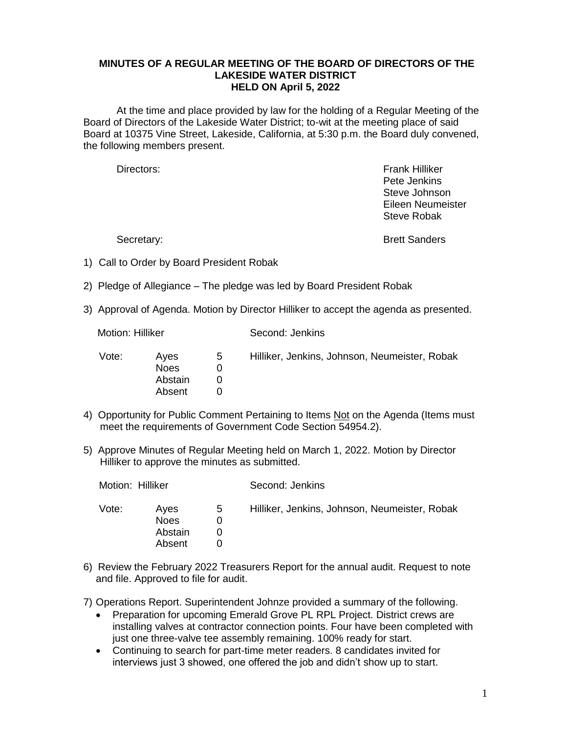**MINUTES OF A REGULAR MEETING OF THE BOARD OF DIRECTORS OF THE LAKESIDE WATER DISTRICT HELD ON April 5, 2022**

At the time and place provided by law for the holding of a Regular Meeting of the Board of Directors of the Lakeside Water District; to-wit at the meeting place of said Board at 10375 Vine Street, Lakeside, California, at 5:30 p.m. the Board duly convened, the following members present.

Directors: Frank Hilliker
Pete Jenkins
Steve Johnson
Eileen Neumeister
Steve Robak

Secretary: Brett Sanders

1) Call to Order by Board President Robak

2) Pledge of Allegiance – The pledge was led by Board President Robak

3) Approval of Agenda. Motion by Director Hilliker to accept the agenda as presented.

   Motion: Hilliker Second: Jenkins

| Vote: | Ayes | 5 | Hilliker, Jenkins, Johnson, Neumeister, Robak |
|---|---|---|---|
| | Noes | 0 | |
| | Abstain | 0 | |
| | Absent | 0 | |

4) Opportunity for Public Comment Pertaining to Items Not on the Agenda (Items must meet the requirements of Government Code Section 54954.2).

5) Approve Minutes of Regular Meeting held on March 1, 2022. Motion by Director Hilliker to approve the minutes as submitted.

   Motion: Hilliker Second: Jenkins

| Vote: | Ayes | 5 | Hilliker, Jenkins, Johnson, Neumeister, Robak |
|---|---|---|---|
| | Noes | 0 | |
| | Abstain | 0 | |
| | Absent | 0 | |

6) Review the February 2022 Treasurers Report for the annual audit. Request to note and file. Approved to file for audit.

7) Operations Report. Superintendent Johnze provided a summary of the following.
   - Preparation for upcoming Emerald Grove PL RPL Project. District crews are installing valves at contractor connection points. Four have been completed with just one three-valve tee assembly remaining. 100% ready for start.
   - Continuing to search for part-time meter readers. 8 candidates invited for interviews just 3 showed, one offered the job and didn't show up to start.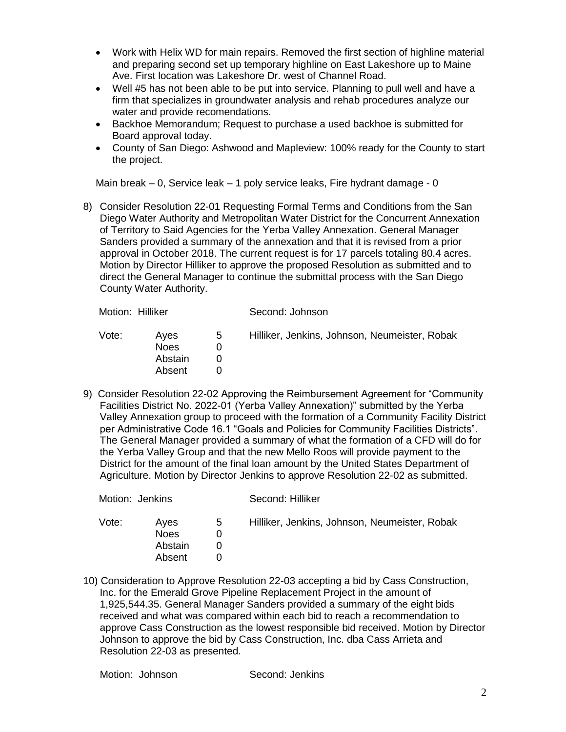- Work with Helix WD for main repairs. Removed the first section of highline material and preparing second set up temporary highline on East Lakeshore up to Maine Ave. First location was Lakeshore Dr. west of Channel Road.
- Well #5 has not been able to be put into service. Planning to pull well and have a firm that specializes in groundwater analysis and rehab procedures analyze our water and provide recomendations.
- Backhoe Memorandum; Request to purchase a used backhoe is submitted for Board approval today.
- County of San Diego: Ashwood and Mapleview: 100% ready for the County to start the project.

Main break – 0, Service leak – 1 poly service leaks, Fire hydrant damage - 0

8) Consider Resolution 22-01 Requesting Formal Terms and Conditions from the San Diego Water Authority and Metropolitan Water District for the Concurrent Annexation of Territory to Said Agencies for the Yerba Valley Annexation. General Manager Sanders provided a summary of the annexation and that it is revised from a prior approval in October 2018. The current request is for 17 parcels totaling 80.4 acres. Motion by Director Hilliker to approve the proposed Resolution as submitted and to direct the General Manager to continue the submittal process with the San Diego County Water Authority.

Motion: Hilliker    Second: Johnson

| Vote: | Ayes | 5 | Hilliker, Jenkins, Johnson, Neumeister, Robak |
|---|---|---|---|
| | Noes | 0 | |
| | Abstain | 0 | |
| | Absent | 0 | |

9) Consider Resolution 22-02 Approving the Reimbursement Agreement for "Community Facilities District No. 2022-01 (Yerba Valley Annexation)" submitted by the Yerba Valley Annexation group to proceed with the formation of a Community Facility District per Administrative Code 16.1 "Goals and Policies for Community Facilities Districts". The General Manager provided a summary of what the formation of a CFD will do for the Yerba Valley Group and that the new Mello Roos will provide payment to the District for the amount of the final loan amount by the United States Department of Agriculture. Motion by Director Jenkins to approve Resolution 22-02 as submitted.

Motion: Jenkins    Second: Hilliker

| Vote: | Ayes | 5 | Hilliker, Jenkins, Johnson, Neumeister, Robak |
|---|---|---|---|
| | Noes | 0 | |
| | Abstain | 0 | |
| | Absent | 0 | |

10) Consideration to Approve Resolution 22-03 accepting a bid by Cass Construction, Inc. for the Emerald Grove Pipeline Replacement Project in the amount of 1,925,544.35. General Manager Sanders provided a summary of the eight bids received and what was compared within each bid to reach a recommendation to approve Cass Construction as the lowest responsible bid received. Motion by Director Johnson to approve the bid by Cass Construction, Inc. dba Cass Arrieta and Resolution 22-03 as presented.

Motion: Johnson    Second: Jenkins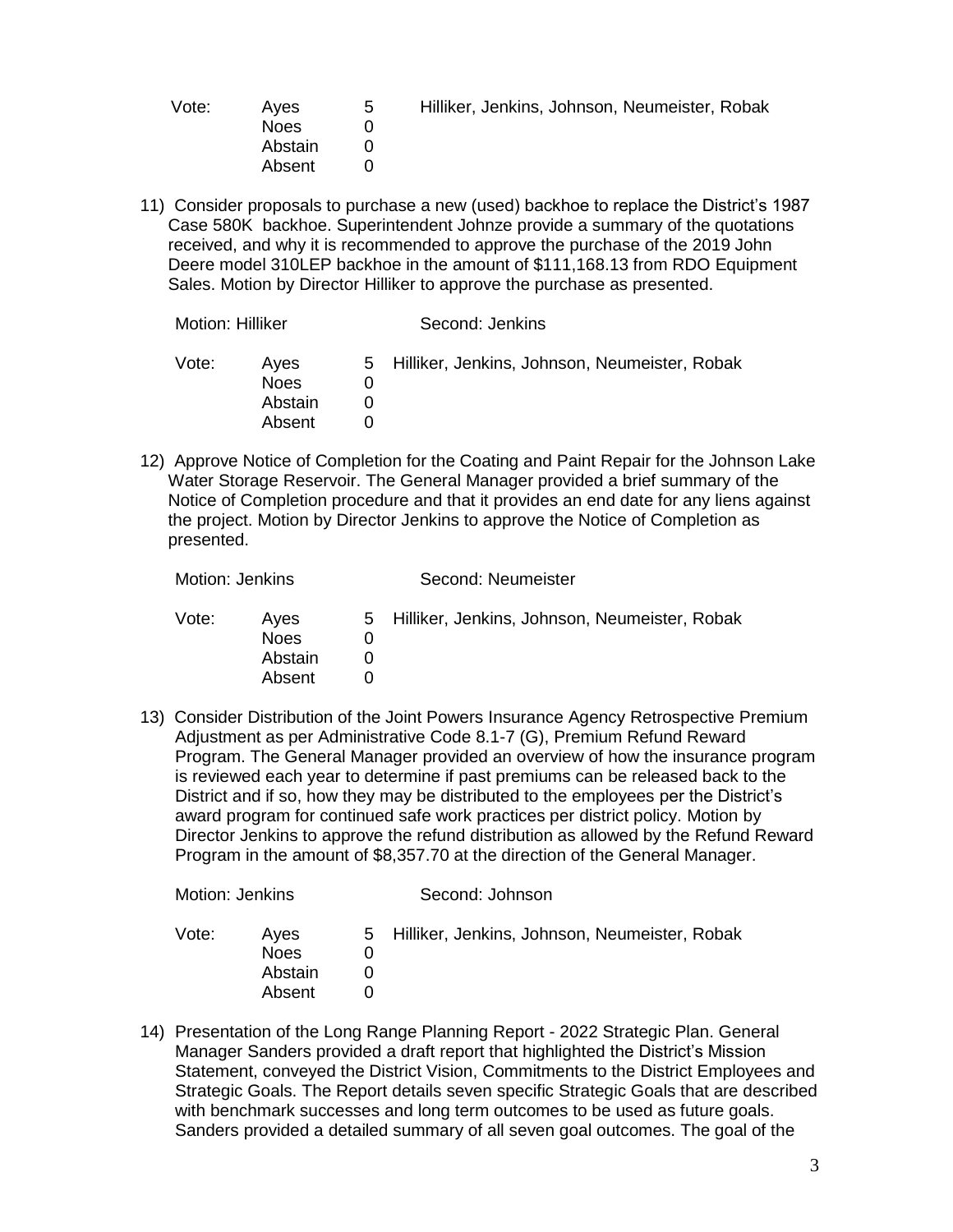| Vote: | Ayes | 5 | Hilliker, Jenkins, Johnson, Neumeister, Robak |
|---|---|---|---|
| | Noes | 0 | |
| | Abstain | 0 | |
| | Absent | 0 | |

11) Consider proposals to purchase a new (used) backhoe to replace the District's 1987 Case 580K backhoe. Superintendent Johnze provide a summary of the quotations received, and why it is recommended to approve the purchase of the 2019 John Deere model 310LEP backhoe in the amount of $111,168.13 from RDO Equipment Sales. Motion by Director Hilliker to approve the purchase as presented.

Motion: Hilliker    Second: Jenkins

| Vote: | Ayes | 5 | Hilliker, Jenkins, Johnson, Neumeister, Robak |
|---|---|---|---|
| | Noes | 0 | |
| | Abstain | 0 | |
| | Absent | 0 | |

12) Approve Notice of Completion for the Coating and Paint Repair for the Johnson Lake Water Storage Reservoir. The General Manager provided a brief summary of the Notice of Completion procedure and that it provides an end date for any liens against the project. Motion by Director Jenkins to approve the Notice of Completion as presented.

Motion: Jenkins    Second: Neumeister

| Vote: | Ayes | 5 | Hilliker, Jenkins, Johnson, Neumeister, Robak |
|---|---|---|---|
| | Noes | 0 | |
| | Abstain | 0 | |
| | Absent | 0 | |

13) Consider Distribution of the Joint Powers Insurance Agency Retrospective Premium Adjustment as per Administrative Code 8.1-7 (G), Premium Refund Reward Program. The General Manager provided an overview of how the insurance program is reviewed each year to determine if past premiums can be released back to the District and if so, how they may be distributed to the employees per the District's award program for continued safe work practices per district policy. Motion by Director Jenkins to approve the refund distribution as allowed by the Refund Reward Program in the amount of $8,357.70 at the direction of the General Manager.

Motion: Jenkins    Second: Johnson

| Vote: | Ayes | 5 | Hilliker, Jenkins, Johnson, Neumeister, Robak |
|---|---|---|---|
| | Noes | 0 | |
| | Abstain | 0 | |
| | Absent | 0 | |

14) Presentation of the Long Range Planning Report - 2022 Strategic Plan. General Manager Sanders provided a draft report that highlighted the District's Mission Statement, conveyed the District Vision, Commitments to the District Employees and Strategic Goals. The Report details seven specific Strategic Goals that are described with benchmark successes and long term outcomes to be used as future goals. Sanders provided a detailed summary of all seven goal outcomes. The goal of the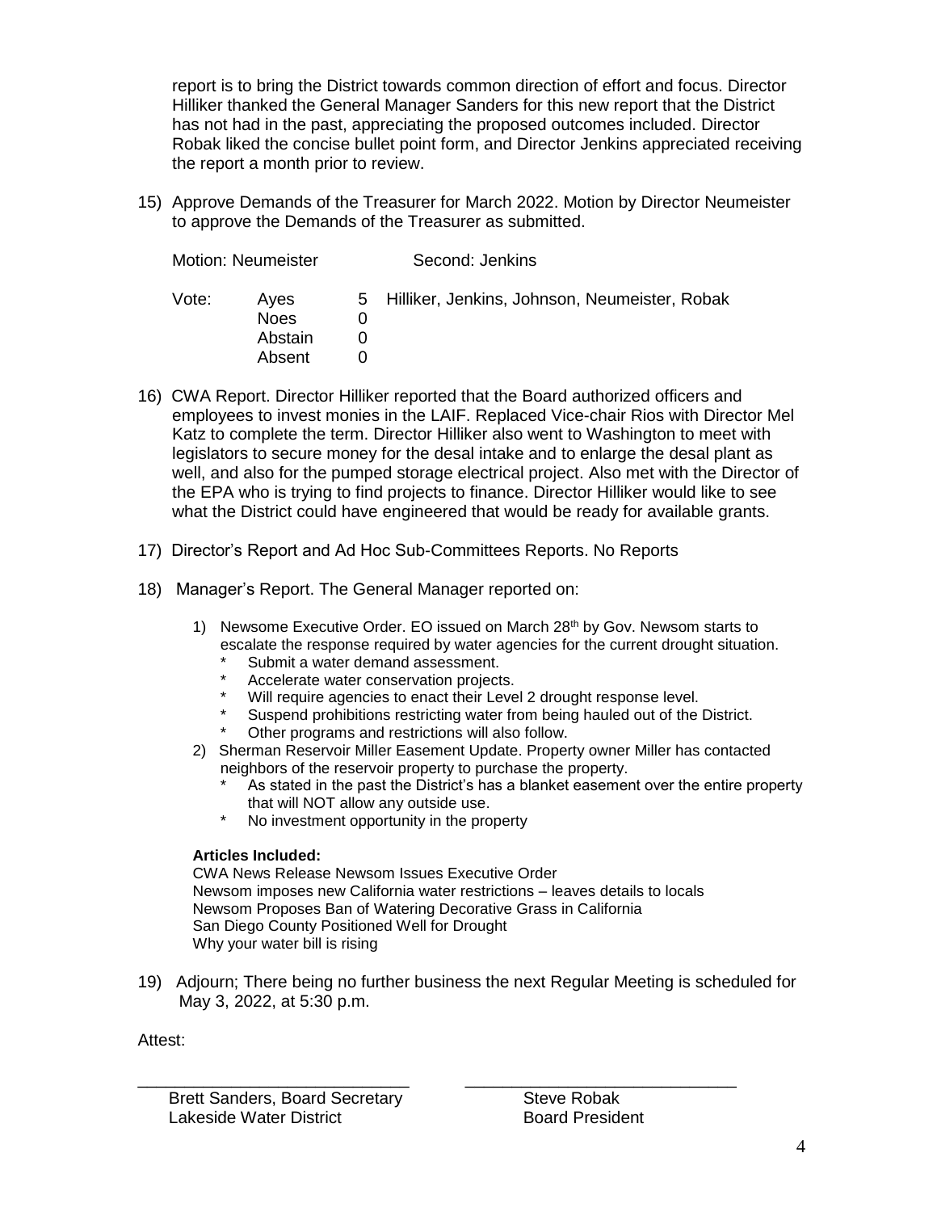report is to bring the District towards common direction of effort and focus. Director Hilliker thanked the General Manager Sanders for this new report that the District has not had in the past, appreciating the proposed outcomes included. Director Robak liked the concise bullet point form, and Director Jenkins appreciated receiving the report a month prior to review.

15) Approve Demands of the Treasurer for March 2022. Motion by Director Neumeister to approve the Demands of the Treasurer as submitted.

Motion: Neumeister    Second: Jenkins

| | | | |
|---|---|---|---|
| Vote: | Ayes | 5 | Hilliker, Jenkins, Johnson, Neumeister, Robak |
| | Noes | 0 | |
| | Abstain | 0 | |
| | Absent | 0 | |

16) CWA Report. Director Hilliker reported that the Board authorized officers and employees to invest monies in the LAIF. Replaced Vice-chair Rios with Director Mel Katz to complete the term. Director Hilliker also went to Washington to meet with legislators to secure money for the desal intake and to enlarge the desal plant as well, and also for the pumped storage electrical project. Also met with the Director of the EPA who is trying to find projects to finance. Director Hilliker would like to see what the District could have engineered that would be ready for available grants.

17) Director's Report and Ad Hoc Sub-Committees Reports. No Reports

18) Manager's Report. The General Manager reported on:

   1) Newsome Executive Order. EO issued on March 28th by Gov. Newsom starts to escalate the response required by water agencies for the current drought situation.
      * Submit a water demand assessment.
      * Accelerate water conservation projects.
      * Will require agencies to enact their Level 2 drought response level.
      * Suspend prohibitions restricting water from being hauled out of the District.
      * Other programs and restrictions will also follow.
   2) Sherman Reservoir Miller Easement Update. Property owner Miller has contacted neighbors of the reservoir property to purchase the property.
      * As stated in the past the District's has a blanket easement over the entire property that will NOT allow any outside use.
      * No investment opportunity in the property

   **Articles Included:**
   CWA News Release Newsom Issues Executive Order
   Newsom imposes new California water restrictions – leaves details to locals
   Newsom Proposes Ban of Watering Decorative Grass in California
   San Diego County Positioned Well for Drought
   Why your water bill is rising

19) Adjourn; There being no further business the next Regular Meeting is scheduled for May 3, 2022, at 5:30 p.m.

Attest:

\_\_\_\_\_\_\_\_\_\_\_\_\_\_\_\_\_\_\_\_\_\_\_\_\_\_\_\_\_\_  
Brett Sanders, Board Secretary  
Lakeside Water District

\_\_\_\_\_\_\_\_\_\_\_\_\_\_\_\_\_\_\_\_\_\_\_\_\_\_\_\_\_\_  
Steve Robak  
Board President